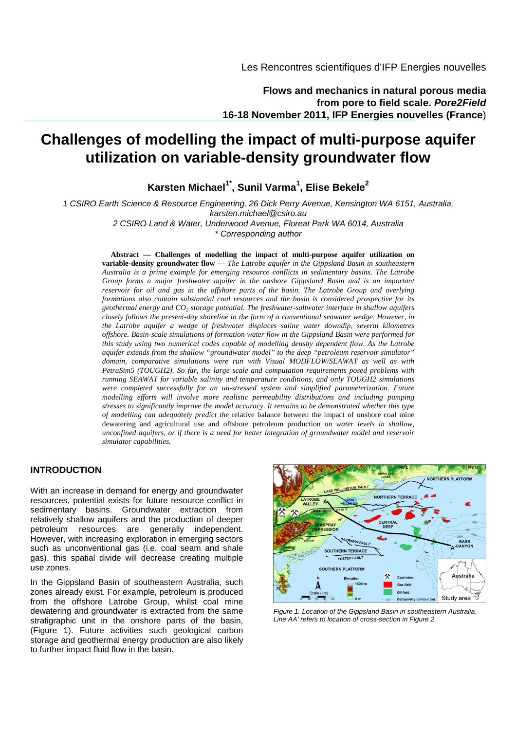Les Rencontres scientifiques d'IFP Energies nouvelles

**Flows and mechanics in natural porous media from pore to field scale. *Pore2Field***
**16-18 November 2011, IFP Energies nouvelles (France)**

# Challenges of modelling the impact of multi-purpose aquifer utilization on variable-density groundwater flow

**Karsten Michael[1*], Sunil Varma[1], Elise Bekele[2]**

*1 CSIRO Earth Science & Resource Engineering, 26 Dick Perry Avenue, Kensington WA 6151, Australia, karsten.michael@csiro.au*
*2 CSIRO Land & Water, Underwood Avenue, Floreat Park WA 6014, Australia*
*\* Corresponding author*

**Abstract — Challenges of modelling the impact of multi-purpose aquifer utilization on variable-density groundwater flow —** *The Latrobe aquifer in the Gippsland Basin in southeastern Australia is a prime example for emerging resource conflicts in sedimentary basins. The Latrobe Group forms a major freshwater aquifer in the onshore Gippsland Basin and is an important reservoir for oil and gas in the offshore parts of the basin. The Latrobe Group and overlying formations also contain substantial coal resources and the basin is considered prospective for its geothermal energy and $CO_2$ storage potential. The freshwater-saltwater interface in shallow aquifers closely follows the present-day shoreline in the form of a conventional seawater wedge. However, in the Latrobe aquifer a wedge of freshwater displaces saline water downdip, several kilometres offshore. Basin-scale simulations of formation water flow in the Gippsland Basin were performed for this study using two numerical codes capable of modelling density dependent flow. As the Latrobe aquifer extends from the shallow "groundwater model" to the deep "petroleum reservoir simulator" domain, comparative simulations were run with Visual MODFLOW/SEAWAT as well as with PetraSim5 (TOUGH2). So far, the large scale and computation requirements posed problems with running SEAWAT for variable salinity and temperature conditions, and only TOUGH2 simulations were completed successfully for an un-stressed system and simplified parameterization. Future modelling efforts will involve more realistic permeability distributions and including pumping stresses to significantly improve the model accuracy. It remains to be demonstrated whether this type of modelling can adequately predict the* relative balance between the impact of onshore coal mine dewatering and agricultural use and offshore petroleum production *on water levels in shallow, unconfined aquifers, or if there is a need for better integration of groundwater model and reservoir simulator capabilities.*

## INTRODUCTION

With an increase in demand for energy and groundwater resources, potential exists for future resource conflict in sedimentary basins. Groundwater extraction from relatively shallow aquifers and the production of deeper petroleum resources are generally independent. However, with increasing exploration in emerging sectors such as unconventional gas (i.e. coal seam and shale gas), this spatial divide will decrease creating multiple use zones.

In the Gippsland Basin of southeastern Australia, such zones already exist. For example, petroleum is produced from the offshore Latrobe Group, whilst coal mine dewatering and groundwater is extracted from the same stratigraphic unit in the onshore parts of the basin, (Figure 1). Future activities such geological carbon storage and geothermal energy production are also likely to further impact fluid flow in the basin.

*Figure 1. Location of the Gippsland Basin in southeastern Australia. Line AA' refers to location of cross-section in Figure 2.*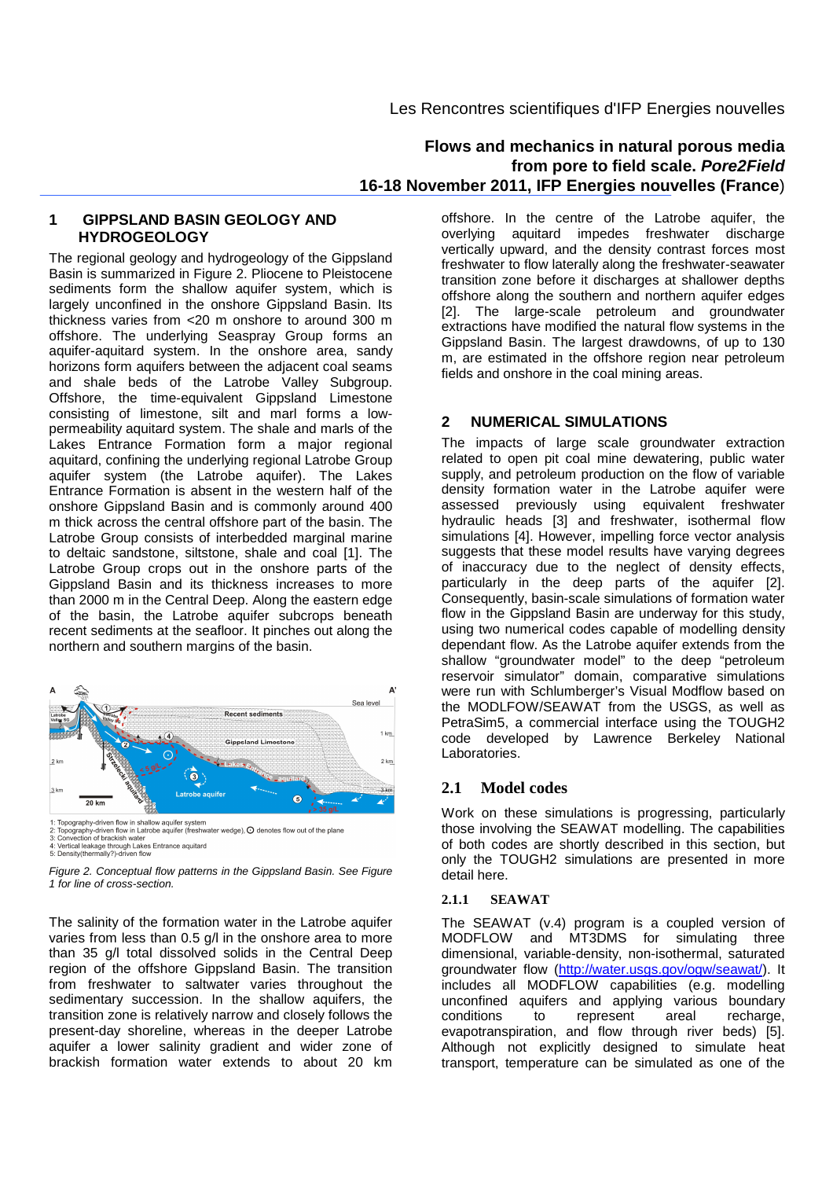## 1 GIPPSLAND BASIN GEOLOGY AND HYDROGEOLOGY

The regional geology and hydrogeology of the Gippsland Basin is summarized in Figure 2. Pliocene to Pleistocene sediments form the shallow aquifer system, which is largely unconfined in the onshore Gippsland Basin. Its thickness varies from <20 m onshore to around 300 m offshore. The underlying Seaspray Group forms an aquifer-aquitard system. In the onshore area, sandy horizons form aquifers between the adjacent coal seams and shale beds of the Latrobe Valley Subgroup. Offshore, the time-equivalent Gippsland Limestone consisting of limestone, silt and marl forms a low-permeability aquitard system. The shale and marls of the Lakes Entrance Formation form a major regional aquitard, confining the underlying regional Latrobe Group aquifer system (the Latrobe aquifer). The Lakes Entrance Formation is absent in the western half of the onshore Gippsland Basin and is commonly around 400 m thick across the central offshore part of the basin. The Latrobe Group consists of interbedded marginal marine to deltaic sandstone, siltstone, shale and coal [1]. The Latrobe Group crops out in the onshore parts of the Gippsland Basin and its thickness increases to more than 2000 m in the Central Deep. Along the eastern edge of the basin, the Latrobe aquifer subcrops beneath recent sediments at the seafloor. It pinches out along the northern and southern margins of the basin.

1: Topography-driven flow in shallow aquifer system
2: Topography-driven flow in Latrobe aquifer (freshwater wedge), ⊙ denotes flow out of the plane
3: Convection of brackish water
4: Vertical leakage through Lakes Entrance aquitard
5: Density(thermally?)-driven flow

*Figure 2. Conceptual flow patterns in the Gippsland Basin. See Figure 1 for line of cross-section.*

The salinity of the formation water in the Latrobe aquifer varies from less than 0.5 g/l in the onshore area to more than 35 g/l total dissolved solids in the Central Deep region of the offshore Gippsland Basin. The transition from freshwater to saltwater varies throughout the sedimentary succession. In the shallow aquifers, the transition zone is relatively narrow and closely follows the present-day shoreline, whereas in the deeper Latrobe aquifer a lower salinity gradient and wider zone of brackish formation water extends to about 20 km offshore. In the centre of the Latrobe aquifer, the overlying aquitard impedes freshwater discharge vertically upward, and the density contrast forces most freshwater to flow laterally along the freshwater-seawater transition zone before it discharges at shallower depths offshore along the southern and northern aquifer edges [2]. The large-scale petroleum and groundwater extractions have modified the natural flow systems in the Gippsland Basin. The largest drawdowns, of up to 130 m, are estimated in the offshore region near petroleum fields and onshore in the coal mining areas.

## 2 NUMERICAL SIMULATIONS

The impacts of large scale groundwater extraction related to open pit coal mine dewatering, public water supply, and petroleum production on the flow of variable density formation water in the Latrobe aquifer were assessed previously using equivalent freshwater hydraulic heads [3] and freshwater, isothermal flow simulations [4]. However, impelling force vector analysis suggests that these model results have varying degrees of inaccuracy due to the neglect of density effects, particularly in the deep parts of the aquifer [2]. Consequently, basin-scale simulations of formation water flow in the Gippsland Basin are underway for this study, using two numerical codes capable of modelling density dependant flow. As the Latrobe aquifer extends from the shallow "groundwater model" to the deep "petroleum reservoir simulator" domain, comparative simulations were run with Schlumberger's Visual Modflow based on the MODFLOW/SEAWAT from the USGS, as well as PetraSim5, a commercial interface using the TOUGH2 code developed by Lawrence Berkeley National Laboratories.

### 2.1 Model codes

Work on these simulations is progressing, particularly those involving the SEAWAT modelling. The capabilities of both codes are shortly described in this section, but only the TOUGH2 simulations are presented in more detail here.

#### 2.1.1 SEAWAT

The SEAWAT (v.4) program is a coupled version of MODFLOW and MT3DMS for simulating three dimensional, variable-density, non-isothermal, saturated groundwater flow (http://water.usgs.gov/ogw/seawat/). It includes all MODFLOW capabilities (e.g. modelling unconfined aquifers and applying various boundary conditions to represent areal recharge, evapotranspiration, and flow through river beds) [5]. Although not explicitly designed to simulate heat transport, temperature can be simulated as one of the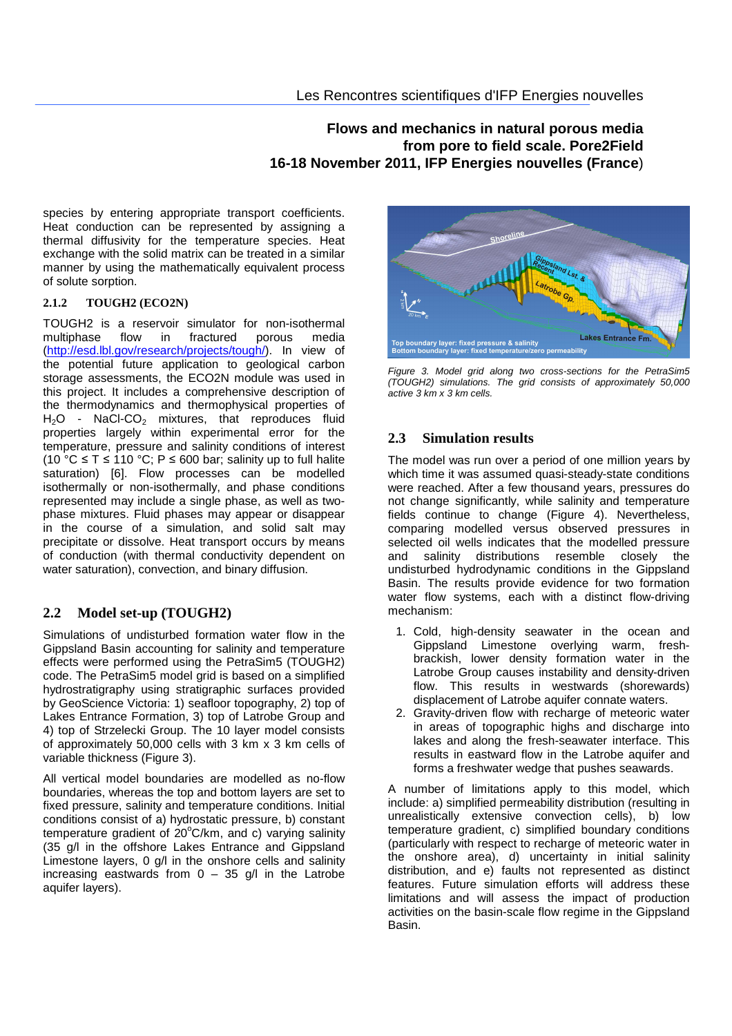species by entering appropriate transport coefficients. Heat conduction can be represented by assigning a thermal diffusivity for the temperature species. Heat exchange with the solid matrix can be treated in a similar manner by using the mathematically equivalent process of solute sorption.

### 2.1.2 TOUGH2 (ECO2N)

TOUGH2 is a reservoir simulator for non-isothermal multiphase flow in fractured porous media (http://esd.lbl.gov/research/projects/tough/). In view of the potential future application to geological carbon storage assessments, the ECO2N module was used in this project. It includes a comprehensive description of the thermodynamics and thermophysical properties of $H_2O$ - $NaCl$-$CO_2$ mixtures, that reproduces fluid properties largely within experimental error for the temperature, pressure and salinity conditions of interest (10 °C ≤ T ≤ 110 °C; P ≤ 600 bar; salinity up to full halite saturation) [6]. Flow processes can be modelled isothermally or non-isothermally, and phase conditions represented may include a single phase, as well as two-phase mixtures. Fluid phases may appear or disappear in the course of a simulation, and solid salt may precipitate or dissolve. Heat transport occurs by means of conduction (with thermal conductivity dependent on water saturation), convection, and binary diffusion.

## 2.2 Model set-up (TOUGH2)

Simulations of undisturbed formation water flow in the Gippsland Basin accounting for salinity and temperature effects were performed using the PetraSim5 (TOUGH2) code. The PetraSim5 model grid is based on a simplified hydrostratigraphy using stratigraphic surfaces provided by GeoScience Victoria: 1) seafloor topography, 2) top of Lakes Entrance Formation, 3) top of Latrobe Group and 4) top of Strzelecki Group. The 10 layer model consists of approximately 50,000 cells with 3 km x 3 km cells of variable thickness (Figure 3).

All vertical model boundaries are modelled as no-flow boundaries, whereas the top and bottom layers are set to fixed pressure, salinity and temperature conditions. Initial conditions consist of a) hydrostatic pressure, b) constant temperature gradient of 20°C/km, and c) varying salinity (35 g/l in the offshore Lakes Entrance and Gippsland Limestone layers, 0 g/l in the onshore cells and salinity increasing eastwards from 0 – 35 g/l in the Latrobe aquifer layers).

*Figure 3. Model grid along two cross-sections for the PetraSim5 (TOUGH2) simulations. The grid consists of approximately 50,000 active 3 km x 3 km cells.*

## 2.3 Simulation results

The model was run over a period of one million years by which time it was assumed quasi-steady-state conditions were reached. After a few thousand years, pressures do not change significantly, while salinity and temperature fields continue to change (Figure 4). Nevertheless, comparing modelled versus observed pressures in selected oil wells indicates that the modelled pressure and salinity distributions resemble closely the undisturbed hydrodynamic conditions in the Gippsland Basin. The results provide evidence for two formation water flow systems, each with a distinct flow-driving mechanism:

1. Cold, high-density seawater in the ocean and Gippsland Limestone overlying warm, fresh-brackish, lower density formation water in the Latrobe Group causes instability and density-driven flow. This results in westwards (shorewards) displacement of Latrobe aquifer connate waters.
2. Gravity-driven flow with recharge of meteoric water in areas of topographic highs and discharge into lakes and along the fresh-seawater interface. This results in eastward flow in the Latrobe aquifer and forms a freshwater wedge that pushes seawards.

A number of limitations apply to this model, which include: a) simplified permeability distribution (resulting in unrealistically extensive convection cells), b) low temperature gradient, c) simplified boundary conditions (particularly with respect to recharge of meteoric water in the onshore area), d) uncertainty in initial salinity distribution, and e) faults not represented as distinct features. Future simulation efforts will address these limitations and will assess the impact of production activities on the basin-scale flow regime in the Gippsland Basin.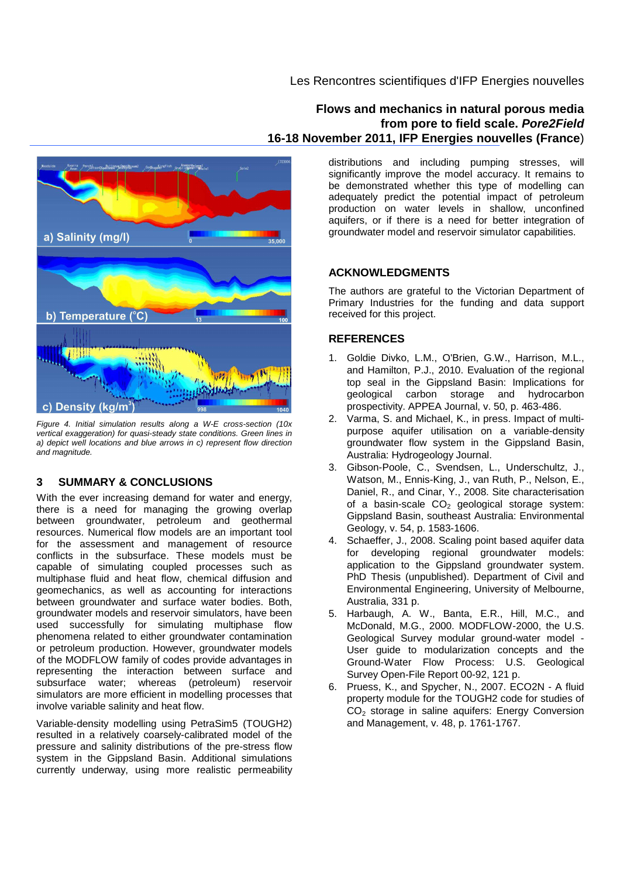a) Salinity (mg/l)

0

35,000

b) Temperature (°C)

13

100

c) Density (kg/m³)

998

1040

*Figure 4. Initial simulation results along a W-E cross-section (10x vertical exaggeration) for quasi-steady state conditions. Green lines in a) depict well locations and blue arrows in c) represent flow direction and magnitude.*

## 3 SUMMARY & CONCLUSIONS

With the ever increasing demand for water and energy, there is a need for managing the growing overlap between groundwater, petroleum and geothermal resources. Numerical flow models are an important tool for the assessment and management of resource conflicts in the subsurface. These models must be capable of simulating coupled processes such as multiphase fluid and heat flow, chemical diffusion and geomechanics, as well as accounting for interactions between groundwater and surface water bodies. Both, groundwater models and reservoir simulators, have been used successfully for simulating multiphase flow phenomena related to either groundwater contamination or petroleum production. However, groundwater models of the MODFLOW family of codes provide advantages in representing the interaction between surface and subsurface water; whereas (petroleum) reservoir simulators are more efficient in modelling processes that involve variable salinity and heat flow.

Variable-density modelling using PetraSim5 (TOUGH2) resulted in a relatively coarsely-calibrated model of the pressure and salinity distributions of the pre-stress flow system in the Gippsland Basin. Additional simulations currently underway, using more realistic permeability distributions and including pumping stresses, will significantly improve the model accuracy. It remains to be demonstrated whether this type of modelling can adequately predict the potential impact of petroleum production on water levels in shallow, unconfined aquifers, or if there is a need for better integration of groundwater model and reservoir simulator capabilities.

## ACKNOWLEDGMENTS

The authors are grateful to the Victorian Department of Primary Industries for the funding and data support received for this project.

## REFERENCES

1. Goldie Divko, L.M., O'Brien, G.W., Harrison, M.L., and Hamilton, P.J., 2010. Evaluation of the regional top seal in the Gippsland Basin: Implications for geological carbon storage and hydrocarbon prospectivity. APPEA Journal, v. 50, p. 463-486.
2. Varma, S. and Michael, K., in press. Impact of multi-purpose aquifer utilisation on a variable-density groundwater flow system in the Gippsland Basin, Australia: Hydrogeology Journal.
3. Gibson-Poole, C., Svendsen, L., Underschultz, J., Watson, M., Ennis-King, J., van Ruth, P., Nelson, E., Daniel, R., and Cinar, Y., 2008. Site characterisation of a basin-scale $CO_2$ geological storage system: Gippsland Basin, southeast Australia: Environmental Geology, v. 54, p. 1583-1606.
4. Schaeffer, J., 2008. Scaling point based aquifer data for developing regional groundwater models: application to the Gippsland groundwater system. PhD Thesis (unpublished). Department of Civil and Environmental Engineering, University of Melbourne, Australia, 331 p.
5. Harbaugh, A. W., Banta, E.R., Hill, M.C., and McDonald, M.G., 2000. MODFLOW-2000, the U.S. Geological Survey modular ground-water model - User guide to modularization concepts and the Ground-Water Flow Process: U.S. Geological Survey Open-File Report 00-92, 121 p.
6. Pruess, K., and Spycher, N., 2007. ECO2N - A fluid property module for the TOUGH2 code for studies of $CO_2$ storage in saline aquifers: Energy Conversion and Management, v. 48, p. 1761-1767.